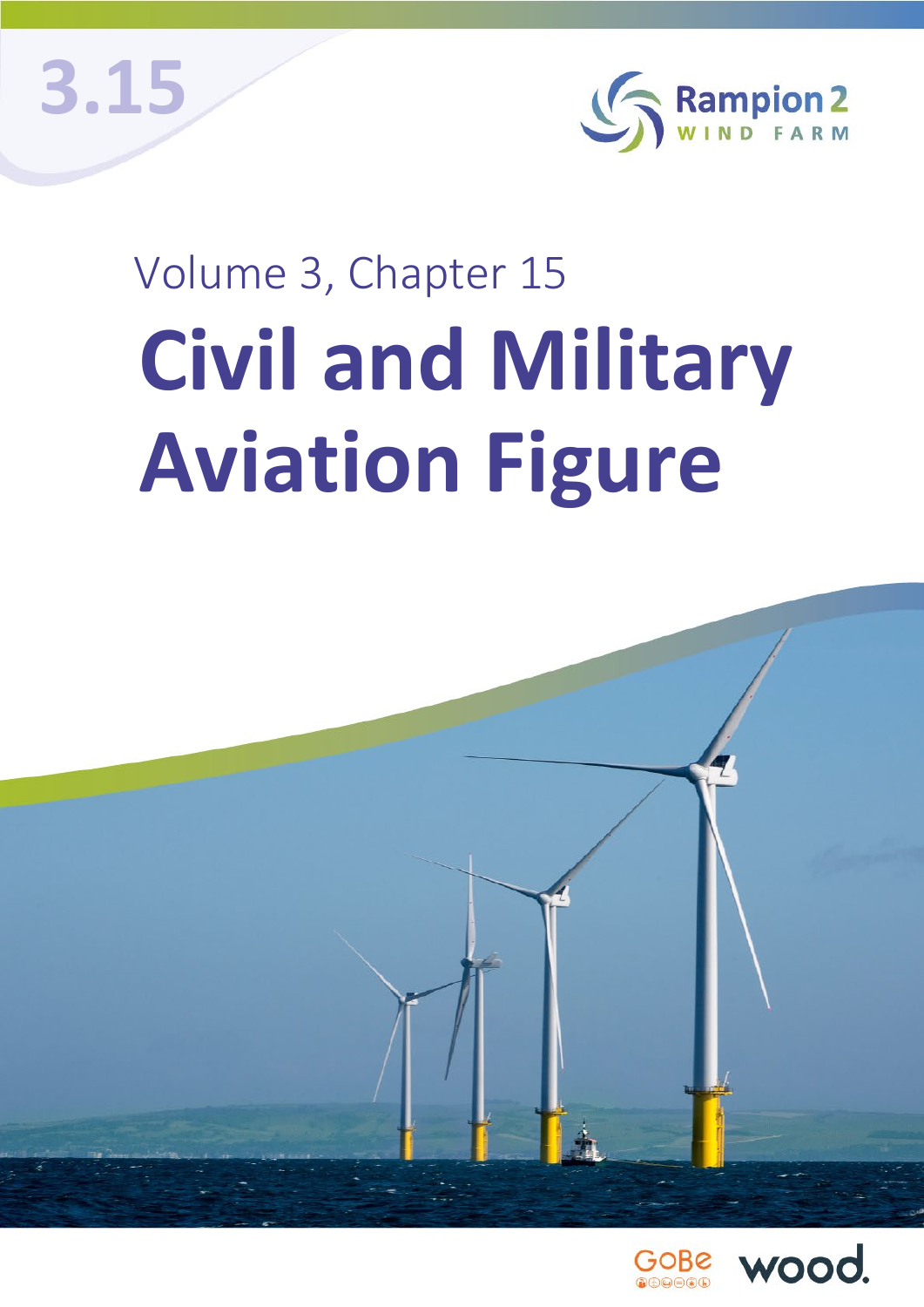3.15

Rampion 2
WIND FARM

Volume 3, Chapter 15

# Civil and Military Aviation Figure

GoBe

wood.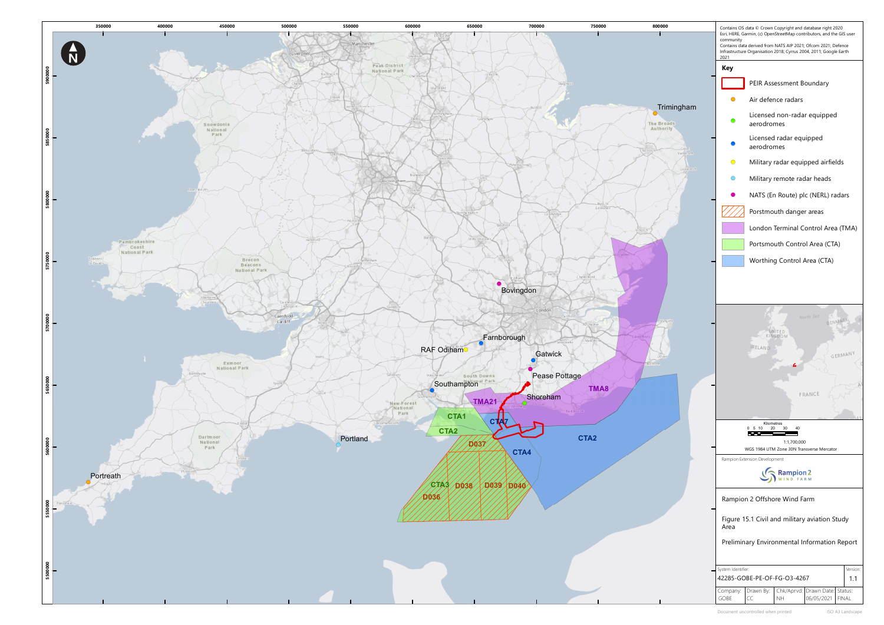Contains OS data © Crown Copyright and database right 2020
Esri, HERE, Garmin, (c) OpenStreetMap contributors, and the GIS user community
Contains data derived from NATS AIP 2021; Ofcom 2021; Defence Infrastructure Organisation 2018; Cyrrus 2004, 2011; Google Earth 2021

**Key**

- PEIR Assessment Boundary
- Air defence radars
- Licensed non-radar equipped aerodromes
- Licensed radar equipped aerodromes
- Military radar equipped airfields
- Military remote radar heads
- NATS (En Route) plc (NERL) radars
- Porstmouth danger areas
- London Terminal Control Area (TMA)
- Portsmouth Control Area (CTA)
- Worthing Control Area (CTA)

350000 400000 450000 500000 550000 600000 650000 700000 750000 800000

5 900 000 5 850 000 5 800 000 5 750 000 5 700 000 5 650 000 5 600 000 5 550 000 5 500 000

Trimingham
Bovingdon
Farnborough
RAF Odiham
Gatwick
Pease Pottage
Southampton
Shoreham
Portland
Portreath
TMA8
TMA21
CTA1
CTA2
CTA7
CTA2
CTA4
CTA3
D037
D038
D039
D040
D036

Kilometres
0 5 10 20 30 40
1:1,700,000
WGS 1984 UTM Zone 30N Transverse Mercator

Rampion Extension Development

Rampion 2 WIND FARM

Rampion 2 Offshore Wind Farm

Figure 15.1 Civil and military aviation Study Area

Preliminary Environmental Information Report

| System Identifier: | | | | Version: |
|---|---|---|---|---|
| 42285-GOBE-PE-OF-FG-O3-4267 | | | | 1.1 |
| Company: GOBE | Drawn By: CC | Chk/Aprvd: NH | Drawn Date: 06/05/2021 | Status: FINAL |

Document uncontrolled when printed

ISO A3 Landscape